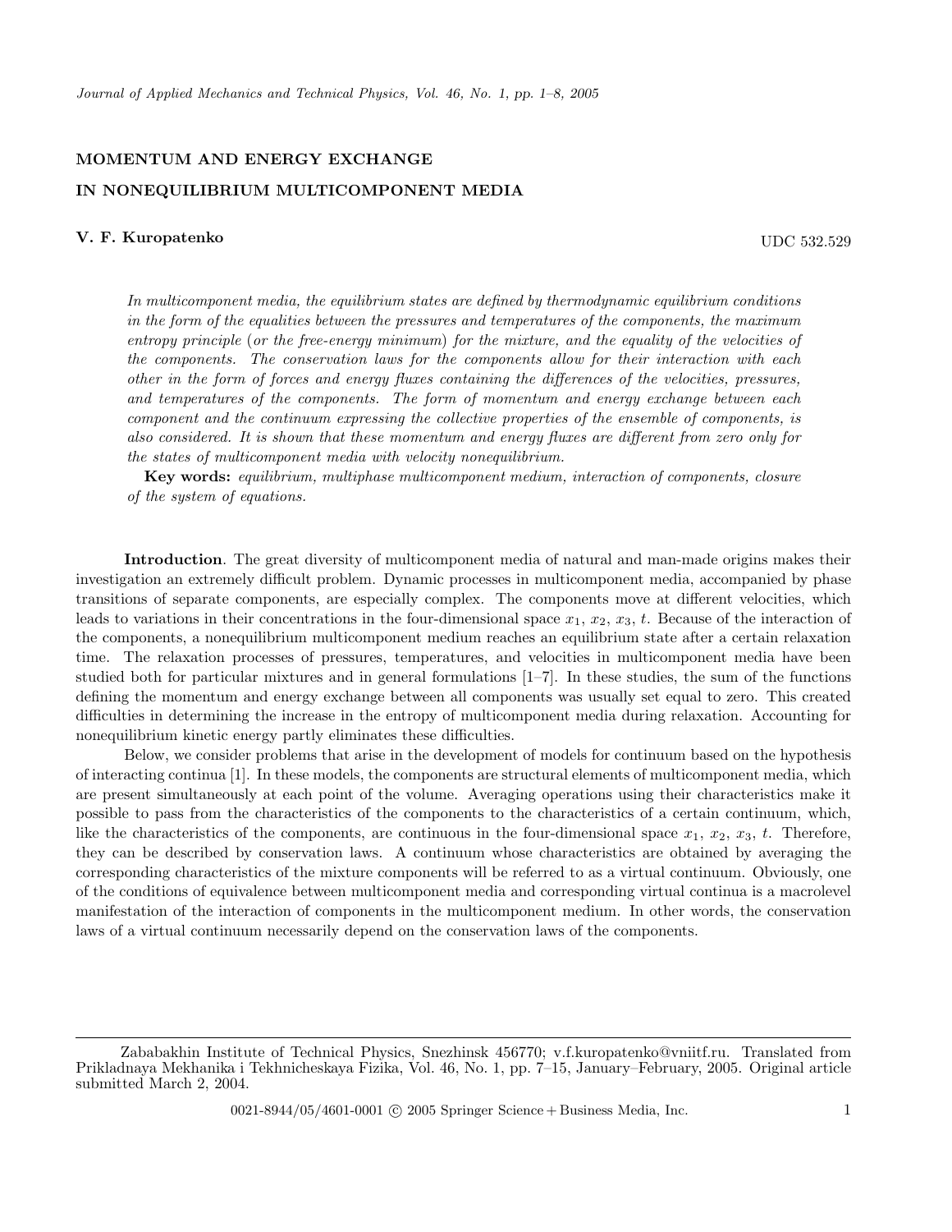# MOMENTUM AND ENERGY EXCHANGE IN NONEQUILIBRIUM MULTICOMPONENT MEDIA

**V. F. Kuropatenko**

UDC 532.529

*In multicomponent media, the equilibrium states are defined by thermodynamic equilibrium conditions in the form of the equalities between the pressures and temperatures of the components, the maximum entropy principle (or the free-energy minimum) for the mixture, and the equality of the velocities of the components. The conservation laws for the components allow for their interaction with each other in the form of forces and energy fluxes containing the differences of the velocities, pressures, and temperatures of the components. The form of momentum and energy exchange between each component and the continuum expressing the collective properties of the ensemble of components, is also considered. It is shown that these momentum and energy fluxes are different from zero only for the states of multicomponent media with velocity nonequilibrium.*

**Key words:** *equilibrium, multiphase multicomponent medium, interaction of components, closure of the system of equations.*

**Introduction**. The great diversity of multicomponent media of natural and man-made origins makes their investigation an extremely difficult problem. Dynamic processes in multicomponent media, accompanied by phase transitions of separate components, are especially complex. The components move at different velocities, which leads to variations in their concentrations in the four-dimensional space $x_1$, $x_2$, $x_3$, $t$. Because of the interaction of the components, a nonequilibrium multicomponent medium reaches an equilibrium state after a certain relaxation time. The relaxation processes of pressures, temperatures, and velocities in multicomponent media have been studied both for particular mixtures and in general formulations [1–7]. In these studies, the sum of the functions defining the momentum and energy exchange between all components was usually set equal to zero. This created difficulties in determining the increase in the entropy of multicomponent media during relaxation. Accounting for nonequilibrium kinetic energy partly eliminates these difficulties.

Below, we consider problems that arise in the development of models for continuum based on the hypothesis of interacting continua [1]. In these models, the components are structural elements of multicomponent media, which are present simultaneously at each point of the volume. Averaging operations using their characteristics make it possible to pass from the characteristics of the components to the characteristics of a certain continuum, which, like the characteristics of the components, are continuous in the four-dimensional space $x_1$, $x_2$, $x_3$, $t$. Therefore, they can be described by conservation laws. A continuum whose characteristics are obtained by averaging the corresponding characteristics of the mixture components will be referred to as a virtual continuum. Obviously, one of the conditions of equivalence between multicomponent media and corresponding virtual continua is a macrolevel manifestation of the interaction of components in the multicomponent medium. In other words, the conservation laws of a virtual continuum necessarily depend on the conservation laws of the components.

---

Zababakhin Institute of Technical Physics, Snezhinsk 456770; v.f.kuropatenko@vniitf.ru. Translated from Prikladnaya Mekhanika i Tekhnicheskaya Fizika, Vol. 46, No. 1, pp. 7–15, January–February, 2005. Original article submitted March 2, 2004.

0021-8944/05/4601-0001 © 2005 Springer Science + Business Media, Inc.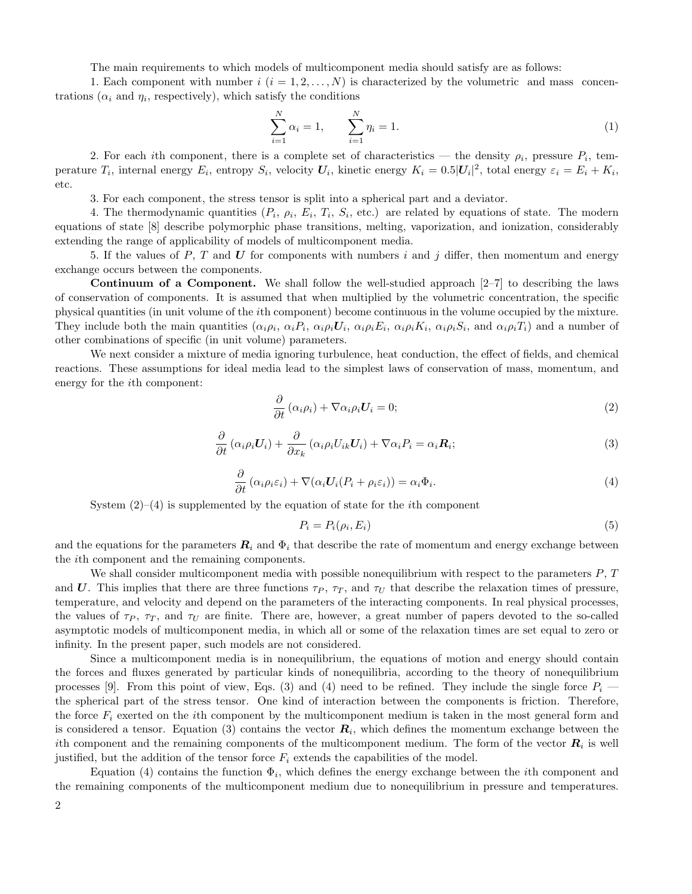The main requirements to which models of multicomponent media should satisfy are as follows:

1. Each component with number $i$ $(i = 1, 2, \ldots, N)$ is characterized by the volumetric and mass concentrations ($\alpha_i$ and $\eta_i$, respectively), which satisfy the conditions

$$\sum_{i=1}^{N} \alpha_i = 1, \qquad \sum_{i=1}^{N} \eta_i = 1. \tag{1}$$

2. For each $i$th component, there is a complete set of characteristics — the density $\rho_i$, pressure $P_i$, temperature $T_i$, internal energy $E_i$, entropy $S_i$, velocity $\boldsymbol{U}_i$, kinetic energy $K_i = 0.5|\boldsymbol{U}_i|^2$, total energy $\varepsilon_i = E_i + K_i$, etc.

3. For each component, the stress tensor is split into a spherical part and a deviator.

4. The thermodynamic quantities ($P_i$, $\rho_i$, $E_i$, $T_i$, $S_i$, etc.) are related by equations of state. The modern equations of state [8] describe polymorphic phase transitions, melting, vaporization, and ionization, considerably extending the range of applicability of models of multicomponent media.

5. If the values of $P$, $T$ and $\boldsymbol{U}$ for components with numbers $i$ and $j$ differ, then momentum and energy exchange occurs between the components.

**Continuum of a Component.** We shall follow the well-studied approach [2–7] to describing the laws of conservation of components. It is assumed that when multiplied by the volumetric concentration, the specific physical quantities (in unit volume of the $i$th component) become continuous in the volume occupied by the mixture. They include both the main quantities ($\alpha_i\rho_i$, $\alpha_i P_i$, $\alpha_i\rho_i\boldsymbol{U}_i$, $\alpha_i\rho_i E_i$, $\alpha_i\rho_i K_i$, $\alpha_i\rho_i S_i$, and $\alpha_i\rho_i T_i$) and a number of other combinations of specific (in unit volume) parameters.

We next consider a mixture of media ignoring turbulence, heat conduction, the effect of fields, and chemical reactions. These assumptions for ideal media lead to the simplest laws of conservation of mass, momentum, and energy for the $i$th component:

$$\frac{\partial}{\partial t}(\alpha_i\rho_i) + \nabla\alpha_i\rho_i\boldsymbol{U}_i = 0; \tag{2}$$

$$\frac{\partial}{\partial t}(\alpha_i\rho_i\boldsymbol{U}_i) + \frac{\partial}{\partial x_k}(\alpha_i\rho_i U_{ik}\boldsymbol{U}_i) + \nabla\alpha_i P_i = \alpha_i\boldsymbol{R}_i; \tag{3}$$

$$\frac{\partial}{\partial t}(\alpha_i\rho_i\varepsilon_i) + \nabla(\alpha_i\boldsymbol{U}_i(P_i + \rho_i\varepsilon_i)) = \alpha_i\Phi_i. \tag{4}$$

System (2)–(4) is supplemented by the equation of state for the $i$th component

$$P_i = P_i(\rho_i, E_i) \tag{5}$$

and the equations for the parameters $\boldsymbol{R}_i$ and $\Phi_i$ that describe the rate of momentum and energy exchange between the $i$th component and the remaining components.

We shall consider multicomponent media with possible nonequilibrium with respect to the parameters $P$, $T$ and $\boldsymbol{U}$. This implies that there are three functions $\tau_P$, $\tau_T$, and $\tau_U$ that describe the relaxation times of pressure, temperature, and velocity and depend on the parameters of the interacting components. In real physical processes, the values of $\tau_P$, $\tau_T$, and $\tau_U$ are finite. There are, however, a great number of papers devoted to the so-called asymptotic models of multicomponent media, in which all or some of the relaxation times are set equal to zero or infinity. In the present paper, such models are not considered.

Since a multicomponent media is in nonequilibrium, the equations of motion and energy should contain the forces and fluxes generated by particular kinds of nonequilibria, according to the theory of nonequilibrium processes [9]. From this point of view, Eqs. (3) and (4) need to be refined. They include the single force $P_i$ — the spherical part of the stress tensor. One kind of interaction between the components is friction. Therefore, the force $F_i$ exerted on the $i$th component by the multicomponent medium is taken in the most general form and is considered a tensor. Equation (3) contains the vector $\boldsymbol{R}_i$, which defines the momentum exchange between the $i$th component and the remaining components of the multicomponent medium. The form of the vector $\boldsymbol{R}_i$ is well justified, but the addition of the tensor force $F_i$ extends the capabilities of the model.

Equation (4) contains the function $\Phi_i$, which defines the energy exchange between the $i$th component and the remaining components of the multicomponent medium due to nonequilibrium in pressure and temperatures.